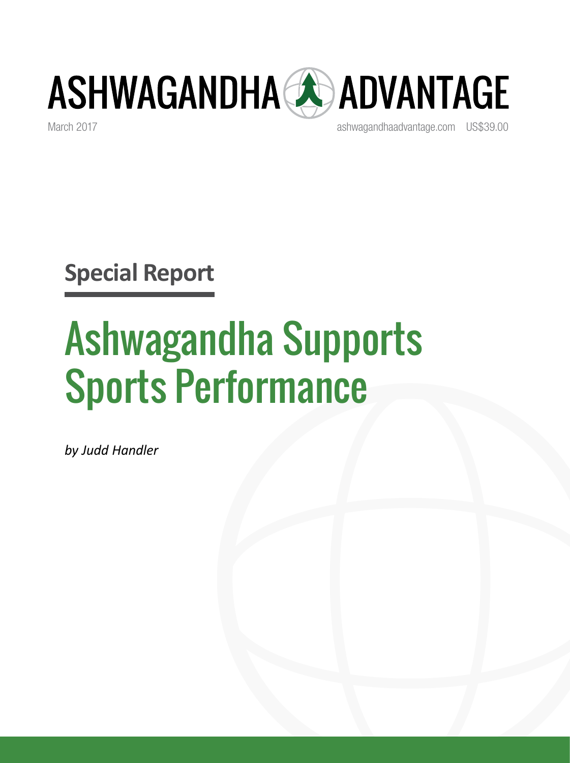# ASHWAGANDHA ADVANTAGE

March 2017

ashwagandhaadvantage.com US$39.00

**Special Report**

# Ashwagandha Supports Sports Performance

*by Judd Handler*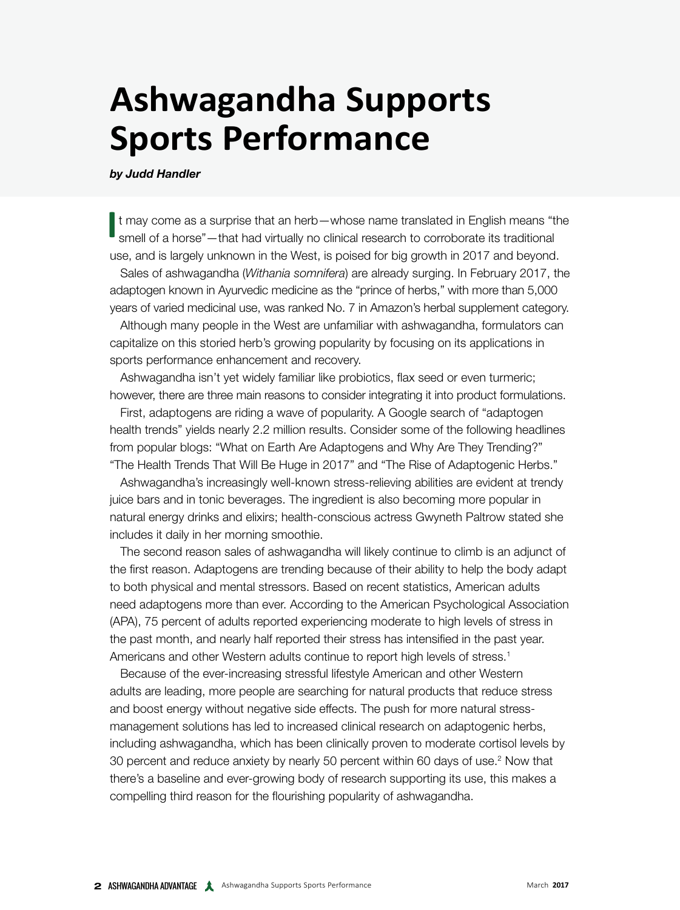# Ashwagandha Supports Sports Performance

***by Judd Handler***

It may come as a surprise that an herb—whose name translated in English means "the smell of a horse"—that had virtually no clinical research to corroborate its traditional use, and is largely unknown in the West, is poised for big growth in 2017 and beyond.

Sales of ashwagandha (*Withania somnifera*) are already surging. In February 2017, the adaptogen known in Ayurvedic medicine as the "prince of herbs," with more than 5,000 years of varied medicinal use, was ranked No. 7 in Amazon's herbal supplement category.

Although many people in the West are unfamiliar with ashwagandha, formulators can capitalize on this storied herb's growing popularity by focusing on its applications in sports performance enhancement and recovery.

Ashwagandha isn't yet widely familiar like probiotics, flax seed or even turmeric; however, there are three main reasons to consider integrating it into product formulations.

First, adaptogens are riding a wave of popularity. A Google search of "adaptogen health trends" yields nearly 2.2 million results. Consider some of the following headlines from popular blogs: "What on Earth Are Adaptogens and Why Are They Trending?" "The Health Trends That Will Be Huge in 2017" and "The Rise of Adaptogenic Herbs."

Ashwagandha's increasingly well-known stress-relieving abilities are evident at trendy juice bars and in tonic beverages. The ingredient is also becoming more popular in natural energy drinks and elixirs; health-conscious actress Gwyneth Paltrow stated she includes it daily in her morning smoothie.

The second reason sales of ashwagandha will likely continue to climb is an adjunct of the first reason. Adaptogens are trending because of their ability to help the body adapt to both physical and mental stressors. Based on recent statistics, American adults need adaptogens more than ever. According to the American Psychological Association (APA), 75 percent of adults reported experiencing moderate to high levels of stress in the past month, and nearly half reported their stress has intensified in the past year. Americans and other Western adults continue to report high levels of stress.[1]

Because of the ever-increasing stressful lifestyle American and other Western adults are leading, more people are searching for natural products that reduce stress and boost energy without negative side effects. The push for more natural stress-management solutions has led to increased clinical research on adaptogenic herbs, including ashwagandha, which has been clinically proven to moderate cortisol levels by 30 percent and reduce anxiety by nearly 50 percent within 60 days of use.[2] Now that there's a baseline and ever-growing body of research supporting its use, this makes a compelling third reason for the flourishing popularity of ashwagandha.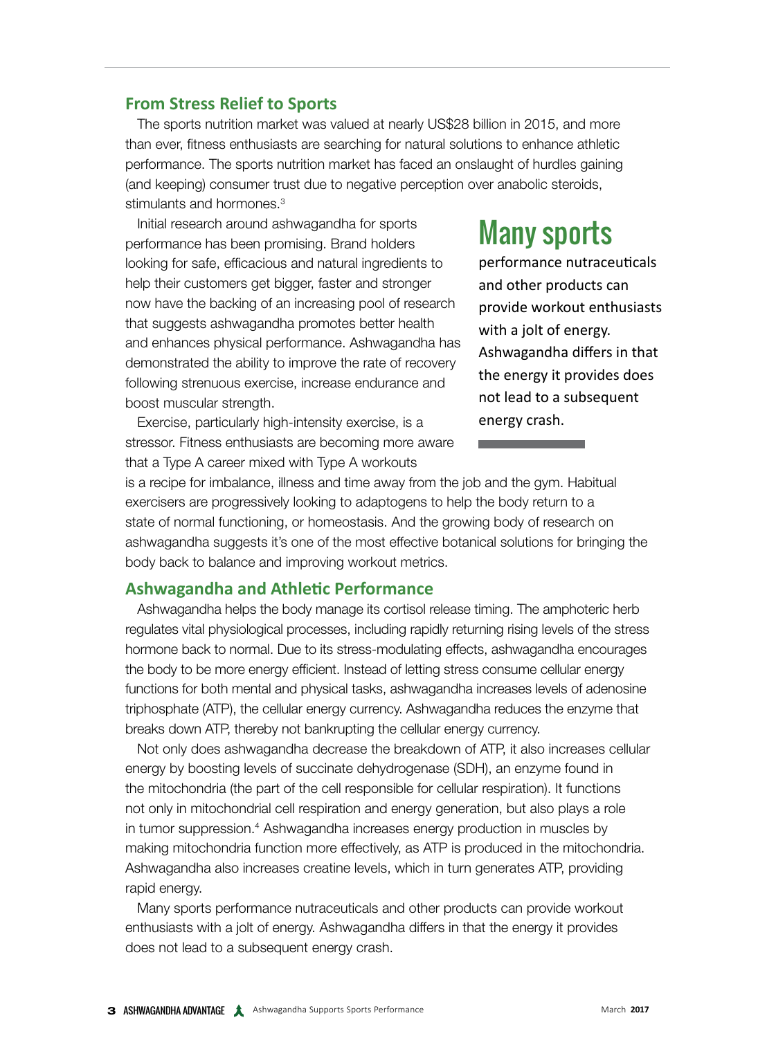## From Stress Relief to Sports

The sports nutrition market was valued at nearly US$28 billion in 2015, and more than ever, fitness enthusiasts are searching for natural solutions to enhance athletic performance. The sports nutrition market has faced an onslaught of hurdles gaining (and keeping) consumer trust due to negative perception over anabolic steroids, stimulants and hormones.[3]

Initial research around ashwagandha for sports performance has been promising. Brand holders looking for safe, efficacious and natural ingredients to help their customers get bigger, faster and stronger now have the backing of an increasing pool of research that suggests ashwagandha promotes better health and enhances physical performance. Ashwagandha has demonstrated the ability to improve the rate of recovery following strenuous exercise, increase endurance and boost muscular strength.

> **Many sports** performance nutraceuticals and other products can provide workout enthusiasts with a jolt of energy. Ashwagandha differs in that the energy it provides does not lead to a subsequent energy crash.

Exercise, particularly high-intensity exercise, is a stressor. Fitness enthusiasts are becoming more aware that a Type A career mixed with Type A workouts is a recipe for imbalance, illness and time away from the job and the gym. Habitual exercisers are progressively looking to adaptogens to help the body return to a state of normal functioning, or homeostasis. And the growing body of research on ashwagandha suggests it's one of the most effective botanical solutions for bringing the body back to balance and improving workout metrics.

## Ashwagandha and Athletic Performance

Ashwagandha helps the body manage its cortisol release timing. The amphoteric herb regulates vital physiological processes, including rapidly returning rising levels of the stress hormone back to normal. Due to its stress-modulating effects, ashwagandha encourages the body to be more energy efficient. Instead of letting stress consume cellular energy functions for both mental and physical tasks, ashwagandha increases levels of adenosine triphosphate (ATP), the cellular energy currency. Ashwagandha reduces the enzyme that breaks down ATP, thereby not bankrupting the cellular energy currency.

Not only does ashwagandha decrease the breakdown of ATP, it also increases cellular energy by boosting levels of succinate dehydrogenase (SDH), an enzyme found in the mitochondria (the part of the cell responsible for cellular respiration). It functions not only in mitochondrial cell respiration and energy generation, but also plays a role in tumor suppression.[4] Ashwagandha increases energy production in muscles by making mitochondria function more effectively, as ATP is produced in the mitochondria. Ashwagandha also increases creatine levels, which in turn generates ATP, providing rapid energy.

Many sports performance nutraceuticals and other products can provide workout enthusiasts with a jolt of energy. Ashwagandha differs in that the energy it provides does not lead to a subsequent energy crash.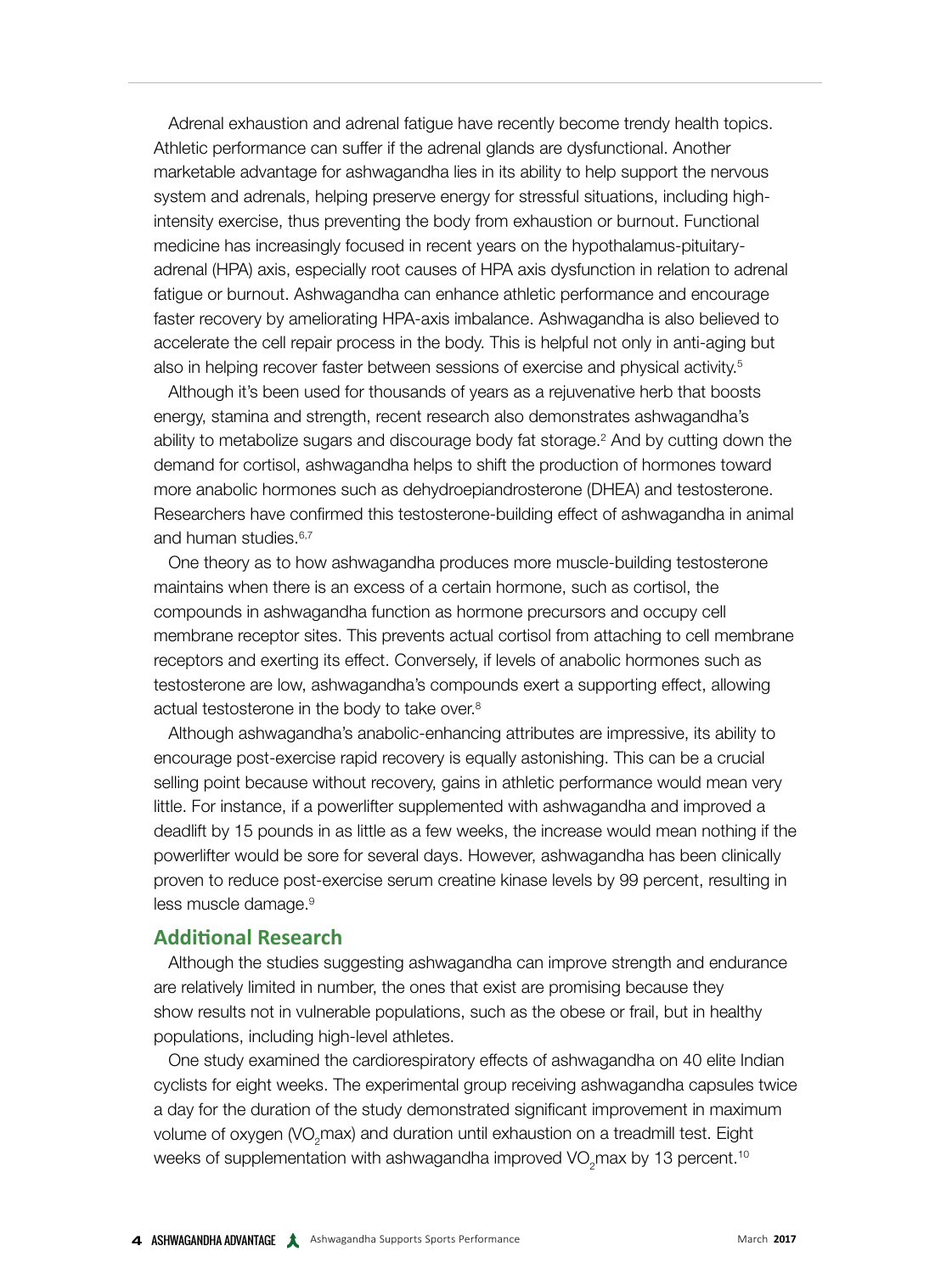Adrenal exhaustion and adrenal fatigue have recently become trendy health topics. Athletic performance can suffer if the adrenal glands are dysfunctional. Another marketable advantage for ashwagandha lies in its ability to help support the nervous system and adrenals, helping preserve energy for stressful situations, including high-intensity exercise, thus preventing the body from exhaustion or burnout. Functional medicine has increasingly focused in recent years on the hypothalamus-pituitary-adrenal (HPA) axis, especially root causes of HPA axis dysfunction in relation to adrenal fatigue or burnout. Ashwagandha can enhance athletic performance and encourage faster recovery by ameliorating HPA-axis imbalance. Ashwagandha is also believed to accelerate the cell repair process in the body. This is helpful not only in anti-aging but also in helping recover faster between sessions of exercise and physical activity.[5]

Although it's been used for thousands of years as a rejuvenative herb that boosts energy, stamina and strength, recent research also demonstrates ashwagandha's ability to metabolize sugars and discourage body fat storage.[2] And by cutting down the demand for cortisol, ashwagandha helps to shift the production of hormones toward more anabolic hormones such as dehydroepiandrosterone (DHEA) and testosterone. Researchers have confirmed this testosterone-building effect of ashwagandha in animal and human studies.[6,7]

One theory as to how ashwagandha produces more muscle-building testosterone maintains when there is an excess of a certain hormone, such as cortisol, the compounds in ashwagandha function as hormone precursors and occupy cell membrane receptor sites. This prevents actual cortisol from attaching to cell membrane receptors and exerting its effect. Conversely, if levels of anabolic hormones such as testosterone are low, ashwagandha's compounds exert a supporting effect, allowing actual testosterone in the body to take over.[8]

Although ashwagandha's anabolic-enhancing attributes are impressive, its ability to encourage post-exercise rapid recovery is equally astonishing. This can be a crucial selling point because without recovery, gains in athletic performance would mean very little. For instance, if a powerlifter supplemented with ashwagandha and improved a deadlift by 15 pounds in as little as a few weeks, the increase would mean nothing if the powerlifter would be sore for several days. However, ashwagandha has been clinically proven to reduce post-exercise serum creatine kinase levels by 99 percent, resulting in less muscle damage.[9]

## Additional Research

Although the studies suggesting ashwagandha can improve strength and endurance are relatively limited in number, the ones that exist are promising because they show results not in vulnerable populations, such as the obese or frail, but in healthy populations, including high-level athletes.

One study examined the cardiorespiratory effects of ashwagandha on 40 elite Indian cyclists for eight weeks. The experimental group receiving ashwagandha capsules twice a day for the duration of the study demonstrated significant improvement in maximum volume of oxygen ($VO_2$max) and duration until exhaustion on a treadmill test. Eight weeks of supplementation with ashwagandha improved $VO_2$max by 13 percent.[10]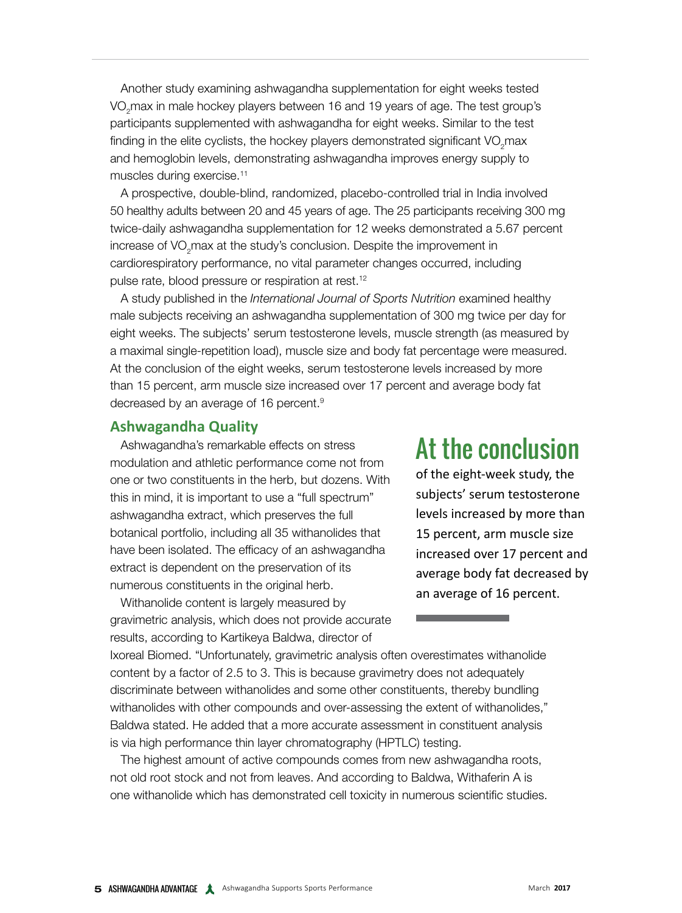Another study examining ashwagandha supplementation for eight weeks tested $VO_2$max in male hockey players between 16 and 19 years of age. The test group's participants supplemented with ashwagandha for eight weeks. Similar to the test finding in the elite cyclists, the hockey players demonstrated significant $VO_2$max and hemoglobin levels, demonstrating ashwagandha improves energy supply to muscles during exercise.[11]

A prospective, double-blind, randomized, placebo-controlled trial in India involved 50 healthy adults between 20 and 45 years of age. The 25 participants receiving 300 mg twice-daily ashwagandha supplementation for 12 weeks demonstrated a 5.67 percent increase of $VO_2$max at the study's conclusion. Despite the improvement in cardiorespiratory performance, no vital parameter changes occurred, including pulse rate, blood pressure or respiration at rest.[12]

A study published in the *International Journal of Sports Nutrition* examined healthy male subjects receiving an ashwagandha supplementation of 300 mg twice per day for eight weeks. The subjects' serum testosterone levels, muscle strength (as measured by a maximal single-repetition load), muscle size and body fat percentage were measured. At the conclusion of the eight weeks, serum testosterone levels increased by more than 15 percent, arm muscle size increased over 17 percent and average body fat decreased by an average of 16 percent.[9]

## Ashwagandha Quality

Ashwagandha's remarkable effects on stress modulation and athletic performance come not from one or two constituents in the herb, but dozens. With this in mind, it is important to use a "full spectrum" ashwagandha extract, which preserves the full botanical portfolio, including all 35 withanolides that have been isolated. The efficacy of an ashwagandha extract is dependent on the preservation of its numerous constituents in the original herb.

> **At the conclusion** of the eight-week study, the subjects' serum testosterone levels increased by more than 15 percent, arm muscle size increased over 17 percent and average body fat decreased by an average of 16 percent.

Withanolide content is largely measured by gravimetric analysis, which does not provide accurate results, according to Kartikeya Baldwa, director of Ixoreal Biomed. "Unfortunately, gravimetric analysis often overestimates withanolide content by a factor of 2.5 to 3. This is because gravimetry does not adequately discriminate between withanolides and some other constituents, thereby bundling withanolides with other compounds and over-assessing the extent of withanolides," Baldwa stated. He added that a more accurate assessment in constituent analysis is via high performance thin layer chromatography (HPTLC) testing.

The highest amount of active compounds comes from new ashwagandha roots, not old root stock and not from leaves. And according to Baldwa, Withaferin A is one withanolide which has demonstrated cell toxicity in numerous scientific studies.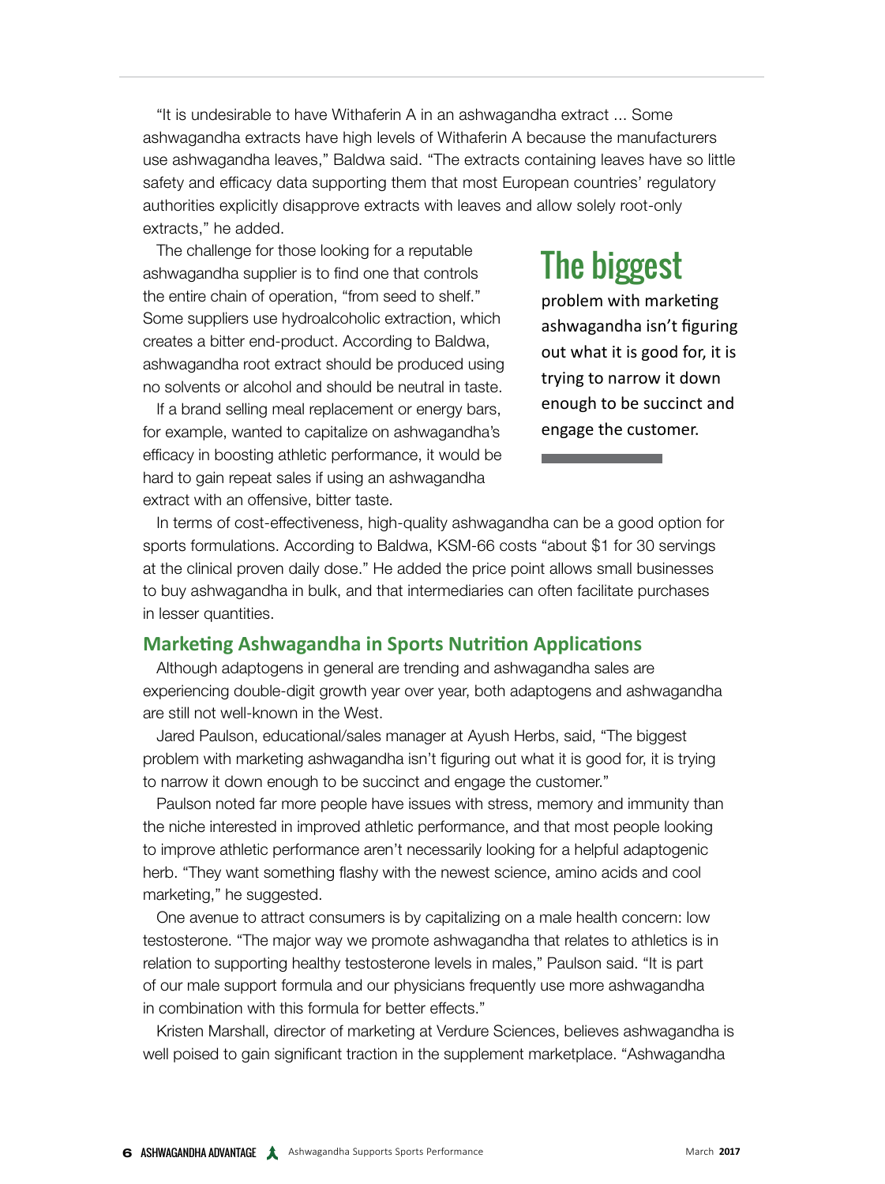"It is undesirable to have Withaferin A in an ashwagandha extract ... Some ashwagandha extracts have high levels of Withaferin A because the manufacturers use ashwagandha leaves," Baldwa said. "The extracts containing leaves have so little safety and efficacy data supporting them that most European countries' regulatory authorities explicitly disapprove extracts with leaves and allow solely root-only extracts," he added.

The challenge for those looking for a reputable ashwagandha supplier is to find one that controls the entire chain of operation, "from seed to shelf." Some suppliers use hydroalcoholic extraction, which creates a bitter end-product. According to Baldwa, ashwagandha root extract should be produced using no solvents or alcohol and should be neutral in taste.

If a brand selling meal replacement or energy bars, for example, wanted to capitalize on ashwagandha's efficacy in boosting athletic performance, it would be hard to gain repeat sales if using an ashwagandha extract with an offensive, bitter taste.

> **The biggest** problem with marketing ashwagandha isn't figuring out what it is good for, it is trying to narrow it down enough to be succinct and engage the customer.

In terms of cost-effectiveness, high-quality ashwagandha can be a good option for sports formulations. According to Baldwa, KSM-66 costs "about $1 for 30 servings at the clinical proven daily dose." He added the price point allows small businesses to buy ashwagandha in bulk, and that intermediaries can often facilitate purchases in lesser quantities.

## Marketing Ashwagandha in Sports Nutrition Applications

Although adaptogens in general are trending and ashwagandha sales are experiencing double-digit growth year over year, both adaptogens and ashwagandha are still not well-known in the West.

Jared Paulson, educational/sales manager at Ayush Herbs, said, "The biggest problem with marketing ashwagandha isn't figuring out what it is good for, it is trying to narrow it down enough to be succinct and engage the customer."

Paulson noted far more people have issues with stress, memory and immunity than the niche interested in improved athletic performance, and that most people looking to improve athletic performance aren't necessarily looking for a helpful adaptogenic herb. "They want something flashy with the newest science, amino acids and cool marketing," he suggested.

One avenue to attract consumers is by capitalizing on a male health concern: low testosterone. "The major way we promote ashwagandha that relates to athletics is in relation to supporting healthy testosterone levels in males," Paulson said. "It is part of our male support formula and our physicians frequently use more ashwagandha in combination with this formula for better effects."

Kristen Marshall, director of marketing at Verdure Sciences, believes ashwagandha is well poised to gain significant traction in the supplement marketplace. "Ashwagandha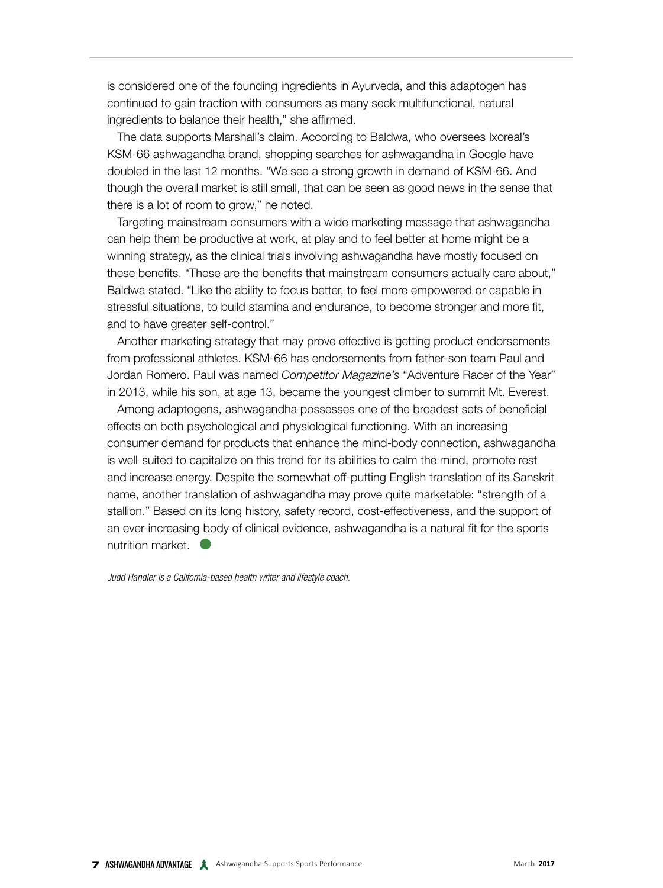is considered one of the founding ingredients in Ayurveda, and this adaptogen has continued to gain traction with consumers as many seek multifunctional, natural ingredients to balance their health," she affirmed.

The data supports Marshall's claim. According to Baldwa, who oversees Ixoreal's KSM-66 ashwagandha brand, shopping searches for ashwagandha in Google have doubled in the last 12 months. "We see a strong growth in demand of KSM-66. And though the overall market is still small, that can be seen as good news in the sense that there is a lot of room to grow," he noted.

Targeting mainstream consumers with a wide marketing message that ashwagandha can help them be productive at work, at play and to feel better at home might be a winning strategy, as the clinical trials involving ashwagandha have mostly focused on these benefits. "These are the benefits that mainstream consumers actually care about," Baldwa stated. "Like the ability to focus better, to feel more empowered or capable in stressful situations, to build stamina and endurance, to become stronger and more fit, and to have greater self-control."

Another marketing strategy that may prove effective is getting product endorsements from professional athletes. KSM-66 has endorsements from father-son team Paul and Jordan Romero. Paul was named *Competitor Magazine's* "Adventure Racer of the Year" in 2013, while his son, at age 13, became the youngest climber to summit Mt. Everest.

Among adaptogens, ashwagandha possesses one of the broadest sets of beneficial effects on both psychological and physiological functioning. With an increasing consumer demand for products that enhance the mind-body connection, ashwagandha is well-suited to capitalize on this trend for its abilities to calm the mind, promote rest and increase energy. Despite the somewhat off-putting English translation of its Sanskrit name, another translation of ashwagandha may prove quite marketable: "strength of a stallion." Based on its long history, safety record, cost-effectiveness, and the support of an ever-increasing body of clinical evidence, ashwagandha is a natural fit for the sports nutrition market.

*Judd Handler is a California-based health writer and lifestyle coach.*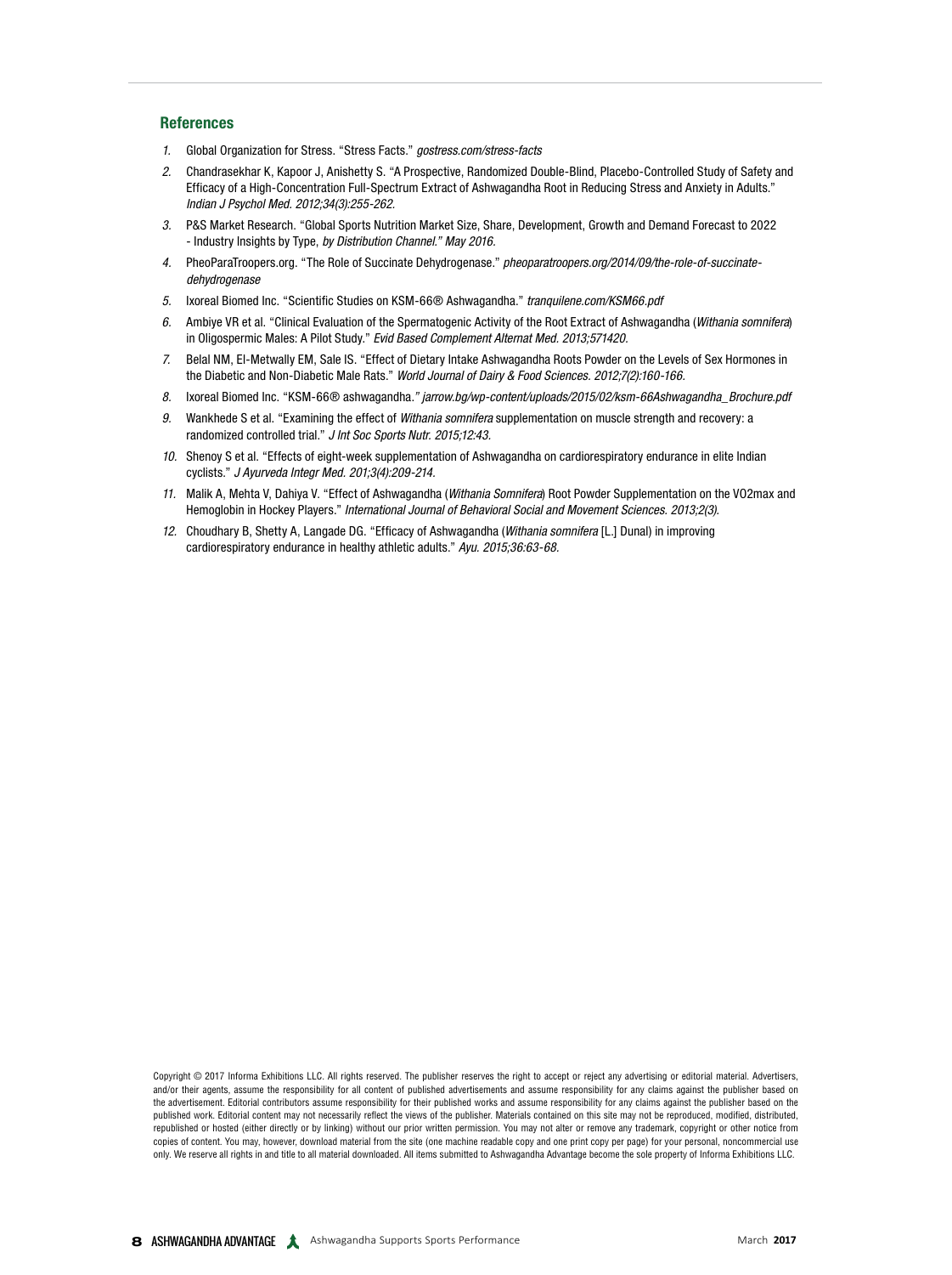## References

1. Global Organization for Stress. "Stress Facts." *gostress.com/stress-facts*
2. Chandrasekhar K, Kapoor J, Anishetty S. "A Prospective, Randomized Double-Blind, Placebo-Controlled Study of Safety and Efficacy of a High-Concentration Full-Spectrum Extract of Ashwagandha Root in Reducing Stress and Anxiety in Adults." *Indian J Psychol Med. 2012;34(3):255-262.*
3. P&S Market Research. "Global Sports Nutrition Market Size, Share, Development, Growth and Demand Forecast to 2022 - Industry Insights by Type, *by Distribution Channel." May 2016.*
4. PheoParaTroopers.org. "The Role of Succinate Dehydrogenase." *pheoparatroopers.org/2014/09/the-role-of-succinate-dehydrogenase*
5. Ixoreal Biomed Inc. "Scientific Studies on KSM-66® Ashwagandha." *tranquilene.com/KSM66.pdf*
6. Ambiye VR et al. "Clinical Evaluation of the Spermatogenic Activity of the Root Extract of Ashwagandha (*Withania somnifera*) in Oligospermic Males: A Pilot Study." *Evid Based Complement Alternat Med. 2013;571420.*
7. Belal NM, El-Metwally EM, Sale IS. "Effect of Dietary Intake Ashwagandha Roots Powder on the Levels of Sex Hormones in the Diabetic and Non-Diabetic Male Rats." *World Journal of Dairy & Food Sciences. 2012;7(2):160-166.*
8. Ixoreal Biomed Inc. "KSM-66® ashwagandha.*" jarrow.bg/wp-content/uploads/2015/02/ksm-66Ashwagandha_Brochure.pdf*
9. Wankhede S et al. "Examining the effect of *Withania somnifera* supplementation on muscle strength and recovery: a randomized controlled trial." *J Int Soc Sports Nutr. 2015;12:43.*
10. Shenoy S et al. "Effects of eight-week supplementation of Ashwagandha on cardiorespiratory endurance in elite Indian cyclists." *J Ayurveda Integr Med. 201;3(4):209-214.*
11. Malik A, Mehta V, Dahiya V. "Effect of Ashwagandha (*Withania Somnifera*) Root Powder Supplementation on the VO2max and Hemoglobin in Hockey Players." *International Journal of Behavioral Social and Movement Sciences. 2013;2(3).*
12. Choudhary B, Shetty A, Langade DG. "Efficacy of Ashwagandha (*Withania somnifera* [L.] Dunal) in improving cardiorespiratory endurance in healthy athletic adults." *Ayu. 2015;36:63-68.*

Copyright © 2017 Informa Exhibitions LLC. All rights reserved. The publisher reserves the right to accept or reject any advertising or editorial material. Advertisers, and/or their agents, assume the responsibility for all content of published advertisements and assume responsibility for any claims against the publisher based on the advertisement. Editorial contributors assume responsibility for their published works and assume responsibility for any claims against the publisher based on the published work. Editorial content may not necessarily reflect the views of the publisher. Materials contained on this site may not be reproduced, modified, distributed, republished or hosted (either directly or by linking) without our prior written permission. You may not alter or remove any trademark, copyright or other notice from copies of content. You may, however, download material from the site (one machine readable copy and one print copy per page) for your personal, noncommercial use only. We reserve all rights in and title to all material downloaded. All items submitted to Ashwagandha Advantage become the sole property of Informa Exhibitions LLC.